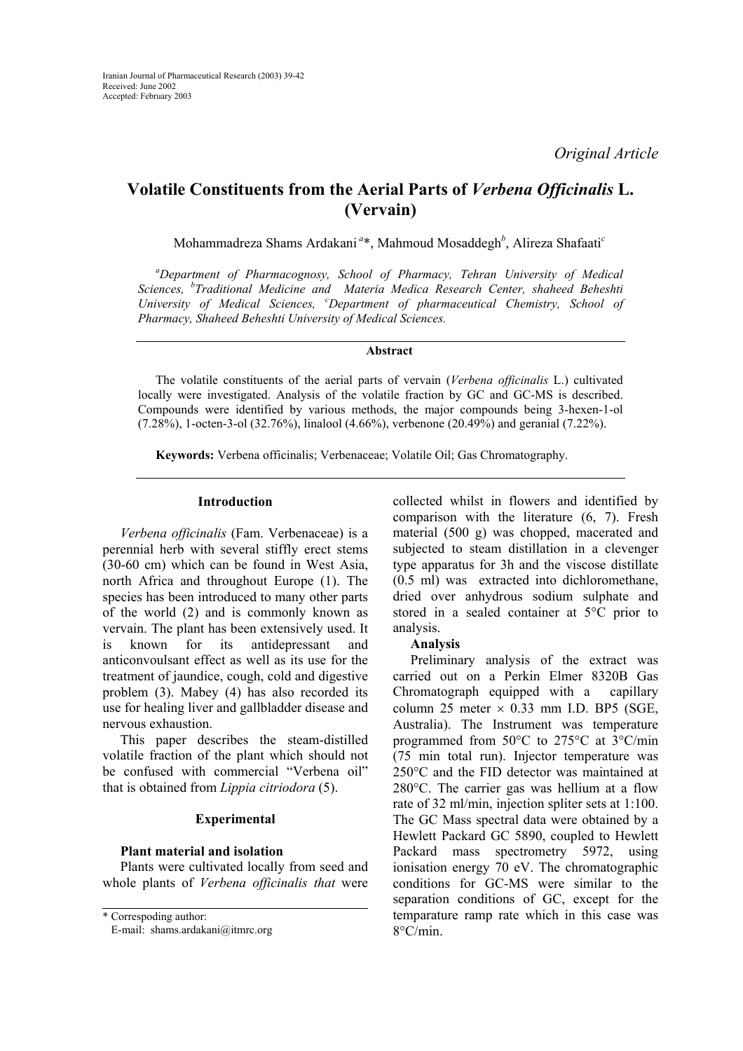*Original Article*

# Volatile Constituents from the Aerial Parts of *Verbena Officinalis* L. (Vervain)

Mohammadreza Shams Ardakani [a]*, Mahmoud Mosaddegh[b], Alireza Shafaati[c]

[a]*Department of Pharmacognosy, School of Pharmacy, Tehran University of Medical Sciences,* [b]*Traditional Medicine and Materia Medica Research Center, shaheed Beheshti University of Medical Sciences,* [c]*Department of pharmaceutical Chemistry, School of Pharmacy, Shaheed Beheshti University of Medical Sciences.*

## Abstract

The volatile constituents of the aerial parts of vervain (*Verbena officinalis* L.) cultivated locally were investigated. Analysis of the volatile fraction by GC and GC-MS is described. Compounds were identified by various methods, the major compounds being 3-hexen-1-ol (7.28%), 1-octen-3-ol (32.76%), linalool (4.66%), verbenone (20.49%) and geranial (7.22%).

**Keywords:** Verbena officinalis; Verbenaceae; Volatile Oil; Gas Chromatography.

## Introduction

*Verbena officinalis* (Fam. Verbenaceae) is a perennial herb with several stiffly erect stems (30-60 cm) which can be found in West Asia, north Africa and throughout Europe (1). The species has been introduced to many other parts of the world (2) and is commonly known as vervain. The plant has been extensively used. It is known for its antidepressant and anticonvoulsant effect as well as its use for the treatment of jaundice, cough, cold and digestive problem (3). Mabey (4) has also recorded its use for healing liver and gallbladder disease and nervous exhaustion.

This paper describes the steam-distilled volatile fraction of the plant which should not be confused with commercial "Verbena oil" that is obtained from *Lippia citriodora* (5).

## Experimental

### Plant material and isolation

Plants were cultivated locally from seed and whole plants of *Verbena officinalis that* were collected whilst in flowers and identified by comparison with the literature (6, 7). Fresh material (500 g) was chopped, macerated and subjected to steam distillation in a clevenger type apparatus for 3h and the viscose distillate (0.5 ml) was extracted into dichloromethane, dried over anhydrous sodium sulphate and stored in a sealed container at 5°C prior to analysis.

### Analysis

Preliminary analysis of the extract was carried out on a Perkin Elmer 8320B Gas Chromatograph equipped with a capillary column 25 meter × 0.33 mm I.D. BP5 (SGE, Australia). The Instrument was temperature programmed from 50°C to 275°C at 3°C/min (75 min total run). Injector temperature was 250°C and the FID detector was maintained at 280°C. The carrier gas was hellium at a flow rate of 32 ml/min, injection spliter sets at 1:100. The GC Mass spectral data were obtained by a Hewlett Packard GC 5890, coupled to Hewlett Packard mass spectrometry 5972, using ionisation energy 70 eV. The chromatographic conditions for GC-MS were similar to the separation conditions of GC, except for the temparature ramp rate which in this case was 8°C/min.

\* Correspoding author:
E-mail: shams.ardakani@itmrc.org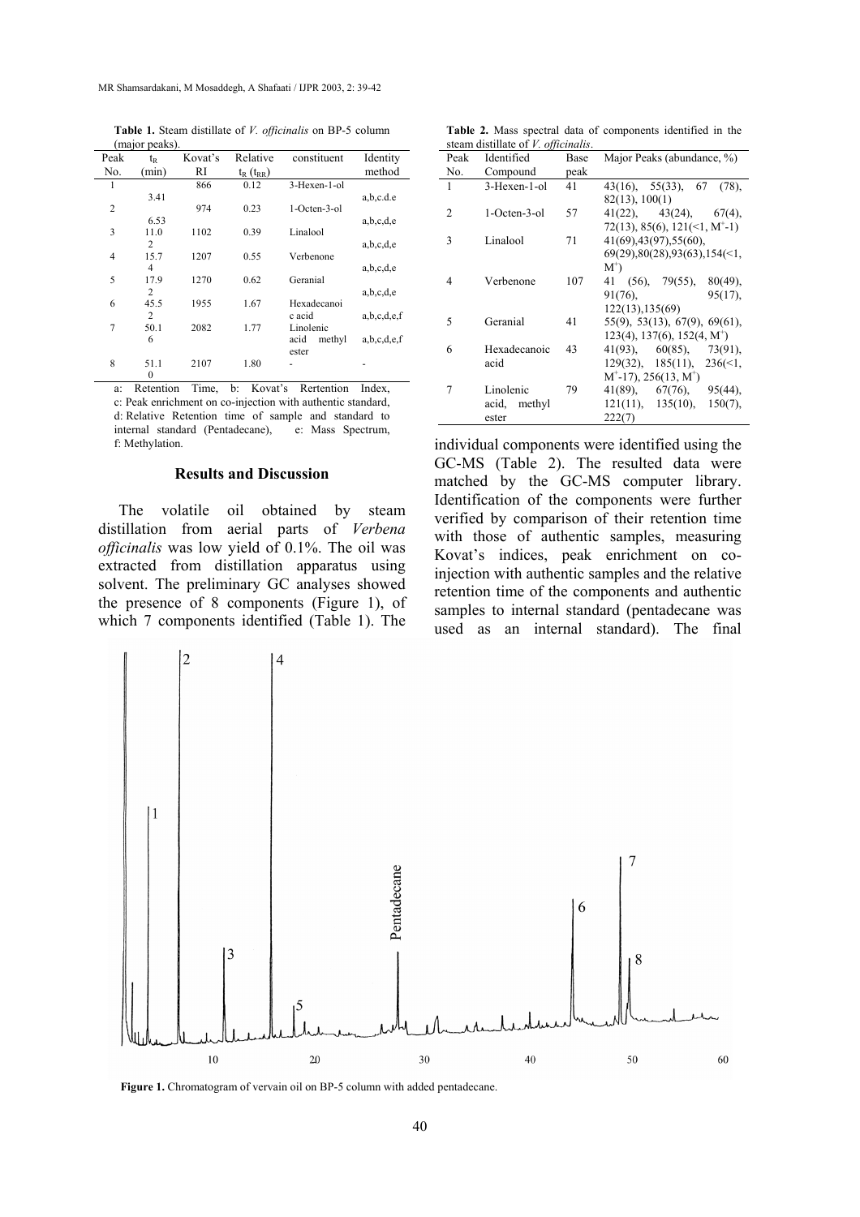**Table 1.** Steam distillate of *V. officinalis* on BP-5 column (major peaks).

| Peak No. | $t_R$ (min) | Kovat's RI | Relative $t_R$ ($t_{RR}$) | constituent | Identity method |
|---|---|---|---|---|---|
| 1 | 3.41 | 866 | 0.12 | 3-Hexen-1-ol | a,b,c.d.e |
| 2 | 6.53 | 974 | 0.23 | 1-Octen-3-ol | a,b,c,d,e |
| 3 | 11.02 | 1102 | 0.39 | Linalool | a,b,c,d,e |
| 4 | 15.74 | 1207 | 0.55 | Verbenone | a,b,c,d,e |
| 5 | 17.92 | 1270 | 0.62 | Geranial | a,b,c,d,e |
| 6 | 45.52 | 1955 | 1.67 | Hexadecanoic acid | a,b,c,d,e,f |
| 7 | 50.16 | 2082 | 1.77 | Linolenic acid methyl ester | a,b,c,d,e,f |
| 8 | 51.10 | 2107 | 1.80 | - | - |

a: Retention Time, b: Kovat's Rertention Index, c: Peak enrichment on co-injection with authentic standard, d: Relative Retention time of sample and standard to internal standard (Pentadecane), e: Mass Spectrum, f: Methylation.

## Results and Discussion

The volatile oil obtained by steam distillation from aerial parts of *Verbena officinalis* was low yield of 0.1%. The oil was extracted from distillation apparatus using solvent. The preliminary GC analyses showed the presence of 8 components (Figure 1), of which 7 components identified (Table 1). The individual components were identified using the GC-MS (Table 2). The resulted data were matched by the GC-MS computer library. Identification of the components were further verified by comparison of their retention time with those of authentic samples, measuring Kovat's indices, peak enrichment on co-injection with authentic samples and the relative retention time of the components and authentic samples to internal standard (pentadecane was used as an internal standard). The final

**Table 2.** Mass spectral data of components identified in the steam distillate of *V. officinalis*.

| Peak No. | Identified Compound | Base peak | Major Peaks (abundance, %) |
|---|---|---|---|
| 1 | 3-Hexen-1-ol | 41 | 43(16), 55(33), 67 (78), 82(13), 100(1) |
| 2 | 1-Octen-3-ol | 57 | 41(22), 43(24), 67(4), 72(13), 85(6), 121(<1, $M^+$-1) |
| 3 | Linalool | 71 | 41(69),43(97),55(60), 69(29),80(28),93(63),154(<1, $M^+$) |
| 4 | Verbenone | 107 | 41 (56), 79(55), 80(49), 91(76), 95(17), 122(13),135(69) |
| 5 | Geranial | 41 | 55(9), 53(13), 67(9), 69(61), 123(4), 137(6), 152(4, $M^+$) |
| 6 | Hexadecanoic acid | 43 | 41(93), 60(85), 73(91), 129(32), 185(11), 236(<1, $M^+$-17), 256(13, $M^+$) |
| 7 | Linolenic acid, methyl ester | 79 | 41(89), 67(76), 95(44), 121(11), 135(10), 150(7), 222(7) |

**Figure 1.** Chromatogram of vervain oil on BP-5 column with added pentadecane.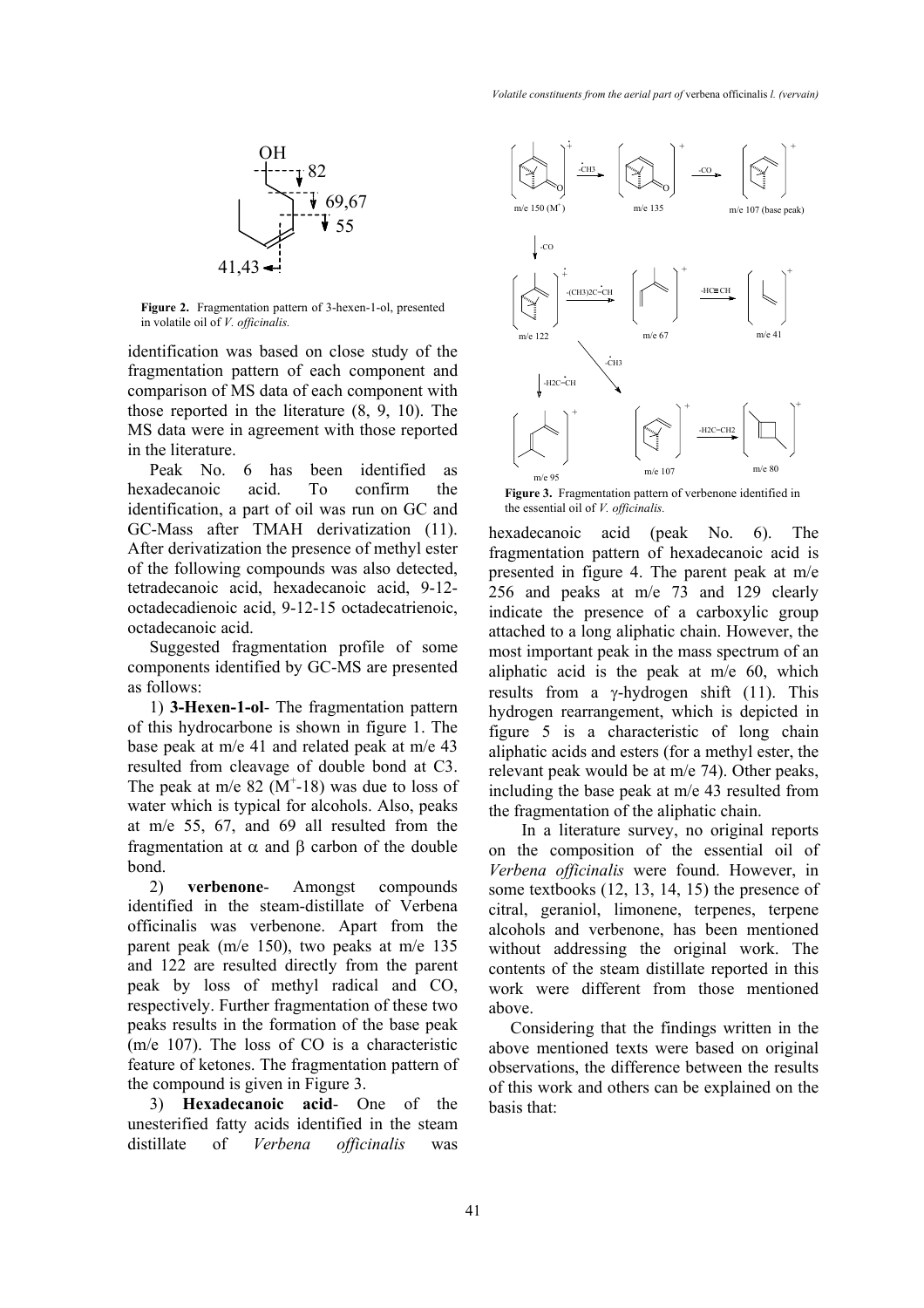**Figure 2.** Fragmentation pattern of 3-hexen-1-ol, presented in volatile oil of *V. officinalis.*

identification was based on close study of the fragmentation pattern of each component and comparison of MS data of each component with those reported in the literature (8, 9, 10). The MS data were in agreement with those reported in the literature.

Peak No. 6 has been identified as hexadecanoic acid. To confirm the identification, a part of oil was run on GC and GC-Mass after TMAH derivatization (11). After derivatization the presence of methyl ester of the following compounds was also detected, tetradecanoic acid, hexadecanoic acid, 9-12-octadecadienoic acid, 9-12-15 octadecatrienoic, octadecanoic acid.

Suggested fragmentation profile of some components identified by GC-MS are presented as follows:

1) **3-Hexen-1-ol**- The fragmentation pattern of this hydrocarbone is shown in figure 1. The base peak at m/e 41 and related peak at m/e 43 resulted from cleavage of double bond at C3. The peak at m/e 82 ($M^+$-18) was due to loss of water which is typical for alcohols. Also, peaks at m/e 55, 67, and 69 all resulted from the fragmentation at $\alpha$ and $\beta$ carbon of the double bond.

2) **verbenone**- Amongst compounds identified in the steam-distillate of Verbena officinalis was verbenone. Apart from the parent peak (m/e 150), two peaks at m/e 135 and 122 are resulted directly from the parent peak by loss of methyl radical and CO, respectively. Further fragmentation of these two peaks results in the formation of the base peak (m/e 107). The loss of CO is a characteristic feature of ketones. The fragmentation pattern of the compound is given in Figure 3.

3) **Hexadecanoic acid**- One of the unesterified fatty acids identified in the steam distillate of *Verbena officinalis* was

**Figure 3.** Fragmentation pattern of verbenone identified in the essential oil of *V. officinalis.*

hexadecanoic acid (peak No. 6). The fragmentation pattern of hexadecanoic acid is presented in figure 4. The parent peak at m/e 256 and peaks at m/e 73 and 129 clearly indicate the presence of a carboxylic group attached to a long aliphatic chain. However, the most important peak in the mass spectrum of an aliphatic acid is the peak at m/e 60, which results from a $\gamma$-hydrogen shift (11). This hydrogen rearrangement, which is depicted in figure 5 is a characteristic of long chain aliphatic acids and esters (for a methyl ester, the relevant peak would be at m/e 74). Other peaks, including the base peak at m/e 43 resulted from the fragmentation of the aliphatic chain.

In a literature survey, no original reports on the composition of the essential oil of *Verbena officinalis* were found. However, in some textbooks (12, 13, 14, 15) the presence of citral, geraniol, limonene, terpenes, terpene alcohols and verbenone, has been mentioned without addressing the original work. The contents of the steam distillate reported in this work were different from those mentioned above.

Considering that the findings written in the above mentioned texts were based on original observations, the difference between the results of this work and others can be explained on the basis that: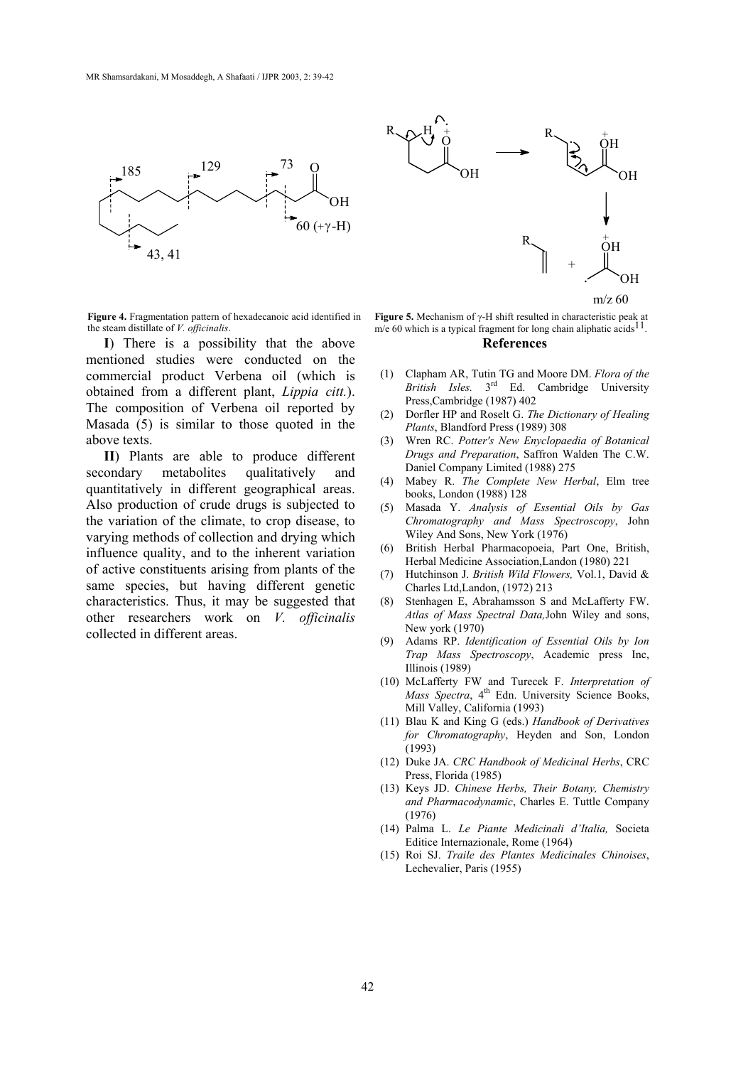185

129

73

O

OH

60 (+γ-H)

43, 41

**Figure 4.** Fragmentation pattern of hexadecanoic acid identified in the steam distillate of *V. officinalis*.

R

H

+

O

OH

R

+

OH

OH

R

+

OH

+

OH

m/z 60

**Figure 5.** Mechanism of γ-H shift resulted in characteristic peak at m/e 60 which is a typical fragment for long chain aliphatic acids[11].

**I**) There is a possibility that the above mentioned studies were conducted on the commercial product Verbena oil (which is obtained from a different plant, *Lippia citt.*). The composition of Verbena oil reported by Masada (5) is similar to those quoted in the above texts.

**II**) Plants are able to produce different secondary metabolites qualitatively and quantitatively in different geographical areas. Also production of crude drugs is subjected to the variation of the climate, to crop disease, to varying methods of collection and drying which influence quality, and to the inherent variation of active constituents arising from plants of the same species, but having different genetic characteristics. Thus, it may be suggested that other researchers work on *V. officinalis* collected in different areas.

## References

(1) Clapham AR, Tutin TG and Moore DM. *Flora of the British Isles.* 3rd Ed. Cambridge University Press,Cambridge (1987) 402

(2) Dorfler HP and Roselt G. *The Dictionary of Healing Plants*, Blandford Press (1989) 308

(3) Wren RC. *Potter's New Enyclopaedia of Botanical Drugs and Preparation*, Saffron Walden The C.W. Daniel Company Limited (1988) 275

(4) Mabey R. *The Complete New Herbal*, Elm tree books, London (1988) 128

(5) Masada Y. *Analysis of Essential Oils by Gas Chromatography and Mass Spectroscopy*, John Wiley And Sons, New York (1976)

(6) British Herbal Pharmacopoeia, Part One, British, Herbal Medicine Association,Landon (1980) 221

(7) Hutchinson J. *British Wild Flowers,* Vol.1, David & Charles Ltd,Landon, (1972) 213

(8) Stenhagen E, Abrahamsson S and McLafferty FW. *Atlas of Mass Spectral Data,*John Wiley and sons, New york (1970)

(9) Adams RP. *Identification of Essential Oils by Ion Trap Mass Spectroscopy*, Academic press Inc, Illinois (1989)

(10) McLafferty FW and Turecek F. *Interpretation of Mass Spectra*, 4th Edn. University Science Books, Mill Valley, California (1993)

(11) Blau K and King G (eds.) *Handbook of Derivatives for Chromatography*, Heyden and Son, London (1993)

(12) Duke JA. *CRC Handbook of Medicinal Herbs*, CRC Press, Florida (1985)

(13) Keys JD. *Chinese Herbs, Their Botany, Chemistry and Pharmacodynamic*, Charles E. Tuttle Company (1976)

(14) Palma L. *Le Piante Medicinali d'Italia,* Societa Editice Internazionale, Rome (1964)

(15) Roi SJ. *Traile des Plantes Medicinales Chinoises*, Lechevalier, Paris (1955)